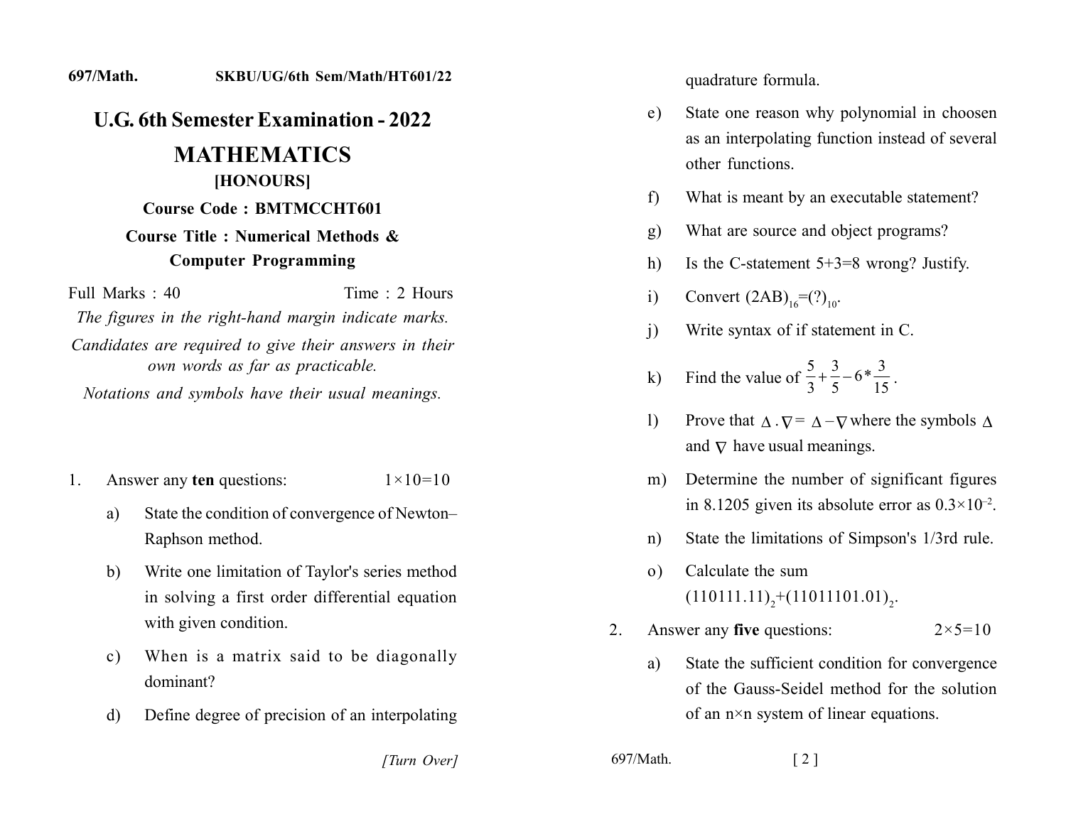697/Math. SKBU/UG/6th Sem/Math/HT601/22

# U.G. 6th Semester Examination - 2022

## MATHEMATICS

### [HONOURS]

**Course Code : BMTMCCHT601**

**Course Title : Numerical Methods & Computer Programming**

Full Marks : 40 Time : 2 Hours

*The figures in the right-hand margin indicate marks.*

*Candidates are required to give their answers in their own words as far as practicable.*

*Notations and symbols have their usual meanings.*

1. Answer any **ten** questions: $1\times10=10$

   a) State the condition of convergence of Newton–Raphson method.

   b) Write one limitation of Taylor's series method in solving a first order differential equation with given condition.

   c) When is a matrix said to be diagonally dominant?

   d) Define degree of precision of an interpolating quadrature formula.

   e) State one reason why polynomial in choosen as an interpolating function instead of several other functions.

   f) What is meant by an executable statement?

   g) What are source and object programs?

   h) Is the C-statement 5+3=8 wrong? Justify.

   i) Convert $(2AB)_{16}=(?)_{10}$.

   j) Write syntax of if statement in C.

   k) Find the value of $\frac{5}{3}+\frac{3}{5}-6*\frac{3}{15}$.

   l) Prove that $\Delta.\nabla=\Delta-\nabla$ where the symbols $\Delta$ and $\nabla$ have usual meanings.

   m) Determine the number of significant figures in 8.1205 given its absolute error as $0.3\times10^{-2}$.

   n) State the limitations of Simpson's 1/3rd rule.

   o) Calculate the sum $(110111.11)_2+(11011101.01)_2$.

2. Answer any **five** questions: $2\times5=10$

   a) State the sufficient condition for convergence of the Gauss-Seidel method for the solution of an $n\times n$ system of linear equations.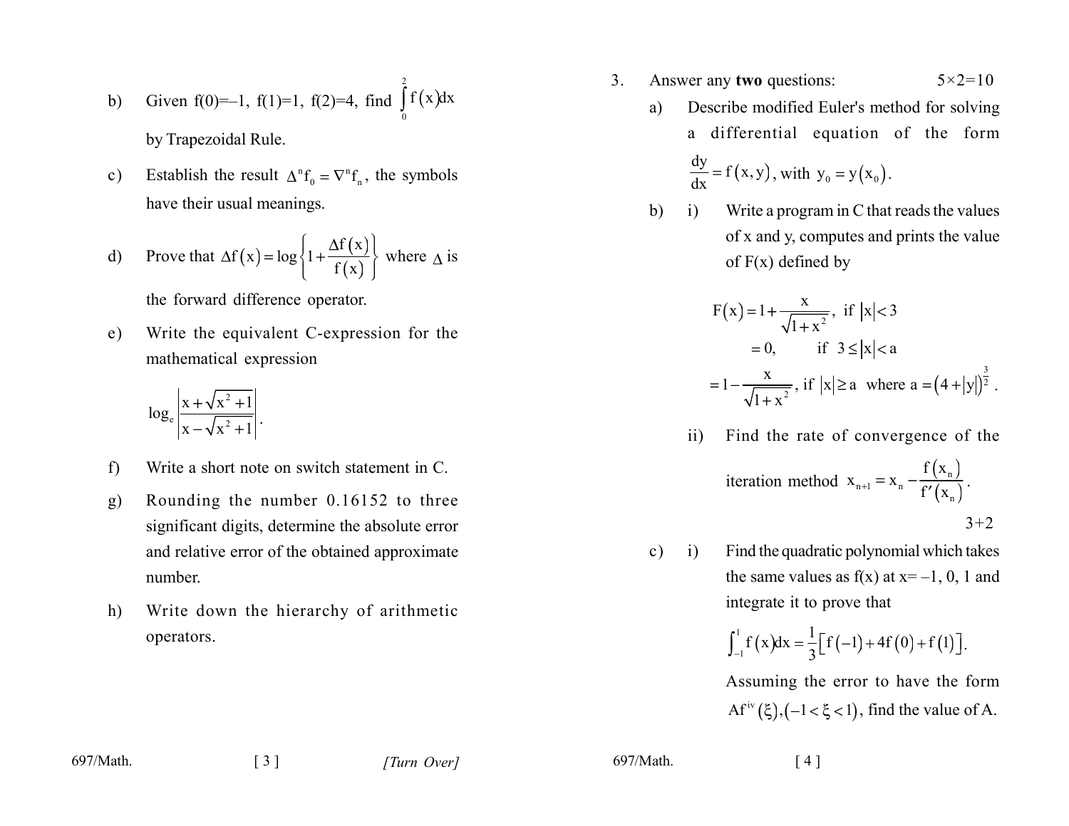b) Given f(0)=–1, f(1)=1, f(2)=4, find $\int_0^2 f(x)dx$ by Trapezoidal Rule.

c) Establish the result $\Delta^n f_0 = \nabla^n f_n$, the symbols have their usual meanings.

d) Prove that $\Delta f(x) = \log\left\{1 + \frac{\Delta f(x)}{f(x)}\right\}$ where $\Delta$ is the forward difference operator.

e) Write the equivalent C-expression for the mathematical expression

$$\log_e \left| \frac{x + \sqrt{x^2 + 1}}{x - \sqrt{x^2 + 1}} \right|.$$

f) Write a short note on switch statement in C.

g) Rounding the number 0.16152 to three significant digits, determine the absolute error and relative error of the obtained approximate number.

h) Write down the hierarchy of arithmetic operators.

3. Answer any **two** questions: 5×2=10

a) Describe modified Euler's method for solving a differential equation of the form $\frac{dy}{dx} = f(x, y)$, with $y_0 = y(x_0)$.

b) i) Write a program in C that reads the values of x and y, computes and prints the value of F(x) defined by

$$F(x) = 1 + \frac{x}{\sqrt{1+x^2}}, \text{ if } |x| < 3$$

$$= 0, \quad \text{if } 3 \le |x| < a$$

$$= 1 - \frac{x}{\sqrt{1+x^2}}, \text{ if } |x| \ge a \text{ where } a = (4 + |y|)^{\frac{3}{2}}.$$

ii) Find the rate of convergence of the iteration method $x_{n+1} = x_n - \frac{f(x_n)}{f'(x_n)}$.

3+2

c) i) Find the quadratic polynomial which takes the same values as f(x) at x= –1, 0, 1 and integrate it to prove that

$$\int_{-1}^{1} f(x)dx = \frac{1}{3}\left[f(-1) + 4f(0) + f(1)\right].$$

Assuming the error to have the form $Af^{iv}(\xi), (-1 < \xi < 1)$, find the value of A.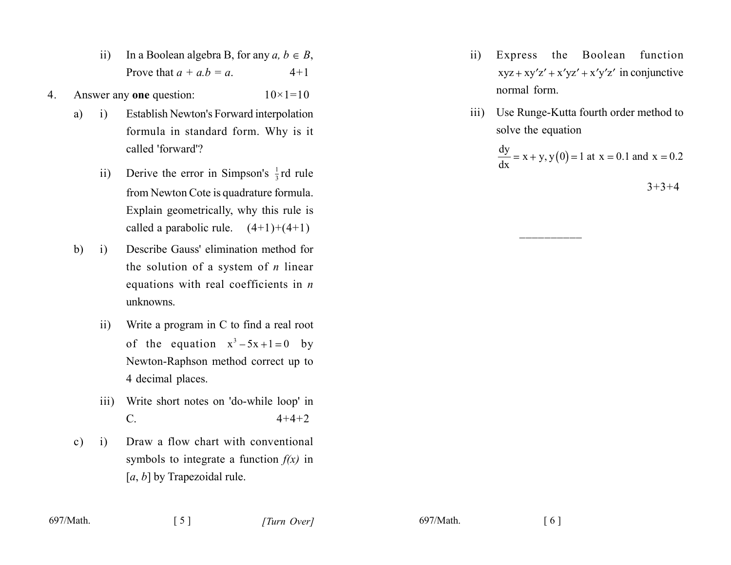ii) In a Boolean algebra B, for any $a, b \in B$, Prove that $a + a.b = a$. 4+1

4. Answer any **one** question: 10×1=10

a) i) Establish Newton's Forward interpolation formula in standard form. Why is it called 'forward'?

ii) Derive the error in Simpson's $\frac{1}{3}$rd rule from Newton Cote is quadrature formula. Explain geometrically, why this rule is called a parabolic rule. (4+1)+(4+1)

b) i) Describe Gauss' elimination method for the solution of a system of *n* linear equations with real coefficients in *n* unknowns.

ii) Write a program in C to find a real root of the equation $x^3 - 5x + 1 = 0$ by Newton-Raphson method correct up to 4 decimal places.

iii) Write short notes on 'do-while loop' in C. 4+4+2

c) i) Draw a flow chart with conventional symbols to integrate a function *f(x)* in [*a*, *b*] by Trapezoidal rule.

ii) Express the Boolean function $xyz + xy'z' + x'yz' + x'y'z'$ in conjunctive normal form.

iii) Use Runge-Kutta fourth order method to solve the equation

$$\frac{dy}{dx} = x + y, y(0) = 1 \text{ at } x = 0.1 \text{ and } x = 0.2$$

3+3+4

\_\_\_\_\_\_\_\_\_\_\_